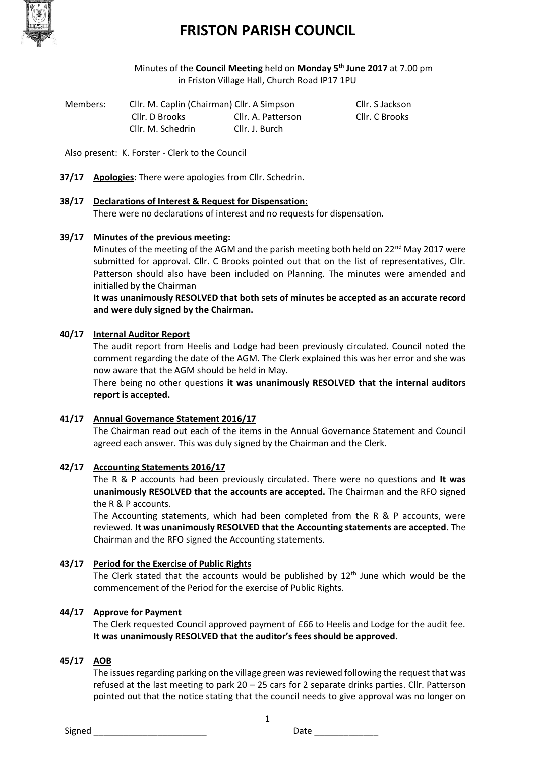# FRISTON PARISH COUNCIL

Minutes of the **Council Meeting** held on **Monday 5th June 2017** at 7.00 pm in Friston Village Hall, Church Road IP17 1PU

| Members: | Cllr. M. Caplin (Chairman) | Cllr. A Simpson | Cllr. S Jackson |
|---|---|---|---|
| | Cllr. D Brooks | Cllr. A. Patterson | Cllr. C Brooks |
| | Cllr. M. Schedrin | Cllr. J. Burch | |

Also present: K. Forster - Clerk to the Council

**37/17** **Apologies**: There were apologies from Cllr. Schedrin.

**38/17** **Declarations of Interest & Request for Dispensation:**

There were no declarations of interest and no requests for dispensation.

**39/17** **Minutes of the previous meeting:**

Minutes of the meeting of the AGM and the parish meeting both held on 22nd May 2017 were submitted for approval. Cllr. C Brooks pointed out that on the list of representatives, Cllr. Patterson should also have been included on Planning. The minutes were amended and initialled by the Chairman

**It was unanimously RESOLVED that both sets of minutes be accepted as an accurate record and were duly signed by the Chairman.**

**40/17** **Internal Auditor Report**

The audit report from Heelis and Lodge had been previously circulated. Council noted the comment regarding the date of the AGM. The Clerk explained this was her error and she was now aware that the AGM should be held in May.

There being no other questions **it was unanimously RESOLVED that the internal auditors report is accepted.**

**41/17** **Annual Governance Statement 2016/17**

The Chairman read out each of the items in the Annual Governance Statement and Council agreed each answer. This was duly signed by the Chairman and the Clerk.

**42/17** **Accounting Statements 2016/17**

The R & P accounts had been previously circulated. There were no questions and **It was unanimously RESOLVED that the accounts are accepted.** The Chairman and the RFO signed the R & P accounts.

The Accounting statements, which had been completed from the R & P accounts, were reviewed. **It was unanimously RESOLVED that the Accounting statements are accepted.** The Chairman and the RFO signed the Accounting statements.

**43/17** **Period for the Exercise of Public Rights**

The Clerk stated that the accounts would be published by 12th June which would be the commencement of the Period for the exercise of Public Rights.

**44/17** **Approve for Payment**

The Clerk requested Council approved payment of £66 to Heelis and Lodge for the audit fee. **It was unanimously RESOLVED that the auditor's fees should be approved.**

**45/17** **AOB**

The issues regarding parking on the village green was reviewed following the request that was refused at the last meeting to park 20 – 25 cars for 2 separate drinks parties. Cllr. Patterson pointed out that the notice stating that the council needs to give approval was no longer on

Signed _______________________ Date _____________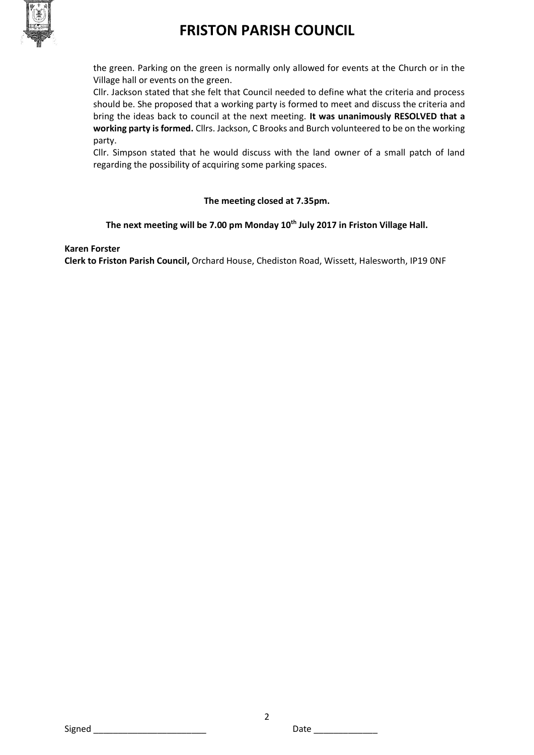the green. Parking on the green is normally only allowed for events at the Church or in the Village hall or events on the green.

Cllr. Jackson stated that she felt that Council needed to define what the criteria and process should be. She proposed that a working party is formed to meet and discuss the criteria and bring the ideas back to council at the next meeting. **It was unanimously RESOLVED that a working party is formed.** Cllrs. Jackson, C Brooks and Burch volunteered to be on the working party.

Cllr. Simpson stated that he would discuss with the land owner of a small patch of land regarding the possibility of acquiring some parking spaces.

**The meeting closed at 7.35pm.**

**The next meeting will be 7.00 pm Monday 10th July 2017 in Friston Village Hall.**

**Karen Forster**
**Clerk to Friston Parish Council,** Orchard House, Chediston Road, Wissett, Halesworth, IP19 0NF

Signed _______________________ Date _____________